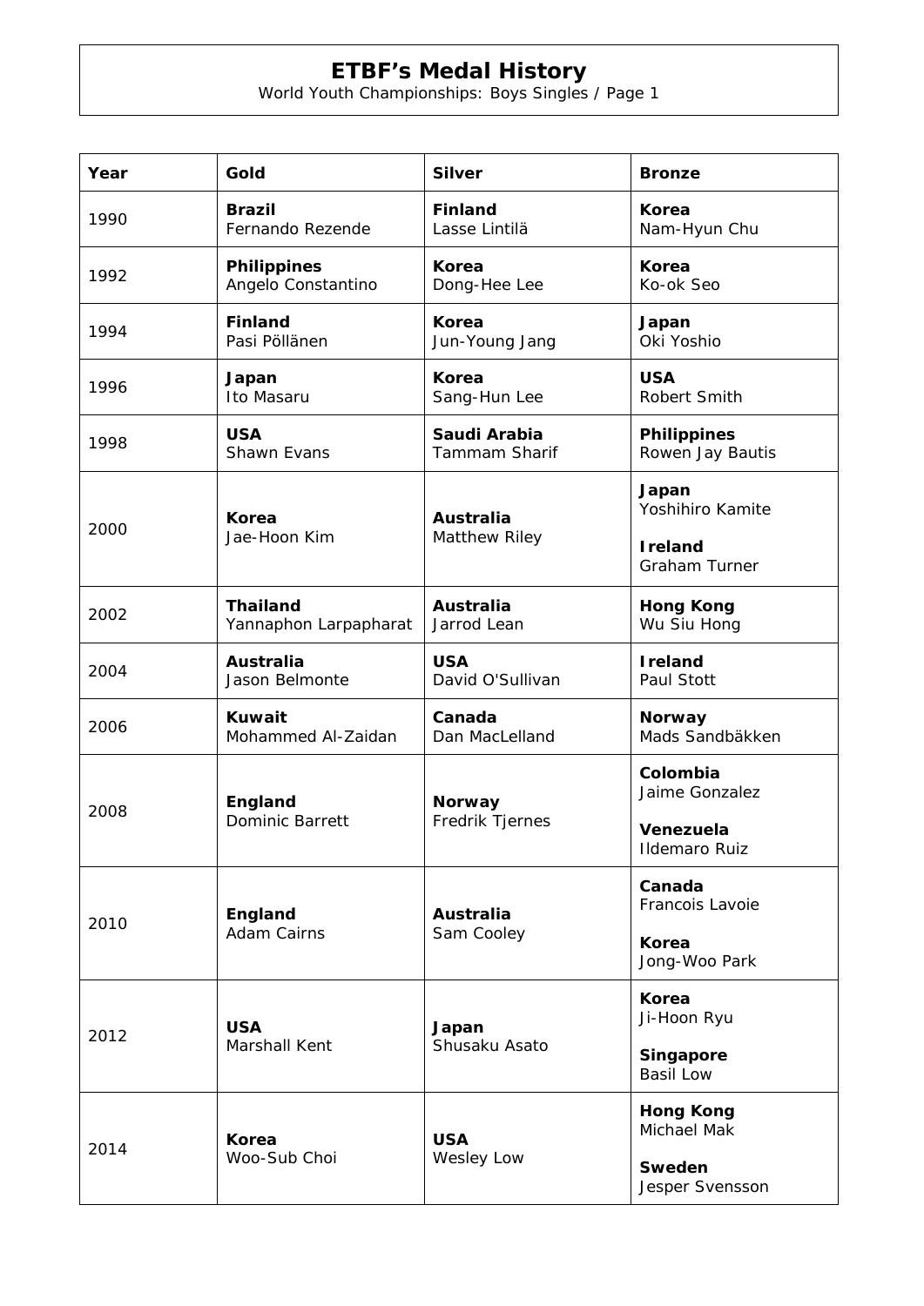# ETBF's Medal History

World Youth Championships: Boys Singles / Page 1

| Year | Gold | Silver | Bronze |
|---|---|---|---|
| 1990 | **Brazil** Fernando Rezende | **Finland** Lasse Lintilä | **Korea** Nam-Hyun Chu |
| 1992 | **Philippines** Angelo Constantino | **Korea** Dong-Hee Lee | **Korea** Ko-ok Seo |
| 1994 | **Finland** Pasi Pöllänen | **Korea** Jun-Young Jang | **Japan** Oki Yoshio |
| 1996 | **Japan** Ito Masaru | **Korea** Sang-Hun Lee | **USA** Robert Smith |
| 1998 | **USA** Shawn Evans | **Saudi Arabia** Tammam Sharif | **Philippines** Rowen Jay Bautis |
| 2000 | **Korea** Jae-Hoon Kim | **Australia** Matthew Riley | **Japan** Yoshihiro Kamite<br>**Ireland** Graham Turner |
| 2002 | **Thailand** Yannaphon Larpapharat | **Australia** Jarrod Lean | **Hong Kong** Wu Siu Hong |
| 2004 | **Australia** Jason Belmonte | **USA** David O'Sullivan | **Ireland** Paul Stott |
| 2006 | **Kuwait** Mohammed Al-Zaidan | **Canada** Dan MacLelland | **Norway** Mads Sandbäkken |
| 2008 | **England** Dominic Barrett | **Norway** Fredrik Tjernes | **Colombia** Jaime Gonzalez<br>**Venezuela** Ildemaro Ruiz |
| 2010 | **England** Adam Cairns | **Australia** Sam Cooley | **Canada** Francois Lavoie<br>**Korea** Jong-Woo Park |
| 2012 | **USA** Marshall Kent | **Japan** Shusaku Asato | **Korea** Ji-Hoon Ryu<br>**Singapore** Basil Low |
| 2014 | **Korea** Woo-Sub Choi | **USA** Wesley Low | **Hong Kong** Michael Mak<br>**Sweden** Jesper Svensson |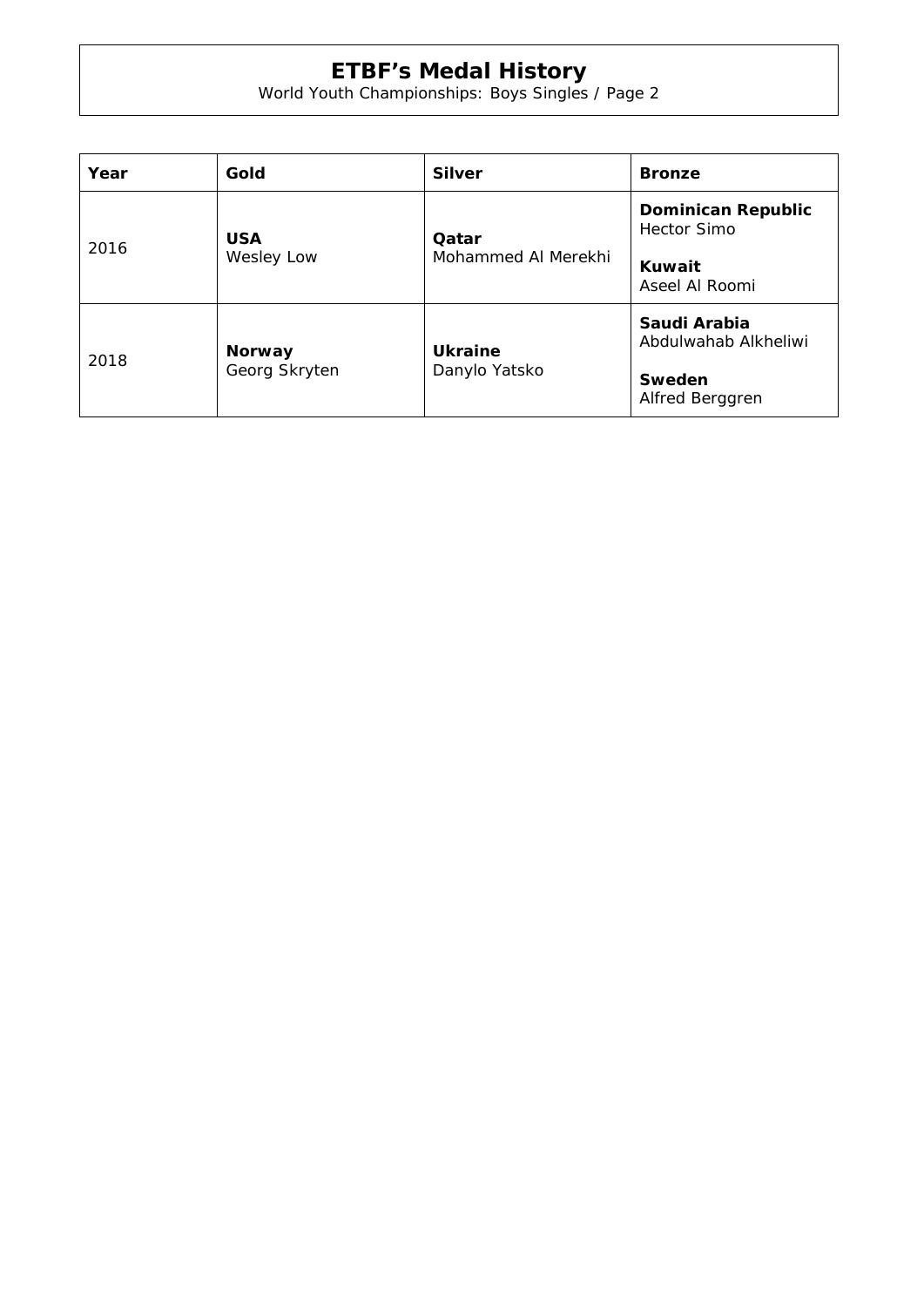# ETBF's Medal History

World Youth Championships: Boys Singles / Page 2

| Year | Gold | Silver | Bronze |
| --- | --- | --- | --- |
| 2016 | **USA** Wesley Low | **Qatar** Mohammed Al Merekhi | **Dominican Republic** Hector Simo<br>**Kuwait** Aseel Al Roomi |
| 2018 | **Norway** Georg Skryten | **Ukraine** Danylo Yatsko | **Saudi Arabia** Abdulwahab Alkheliwi<br>**Sweden** Alfred Berggren |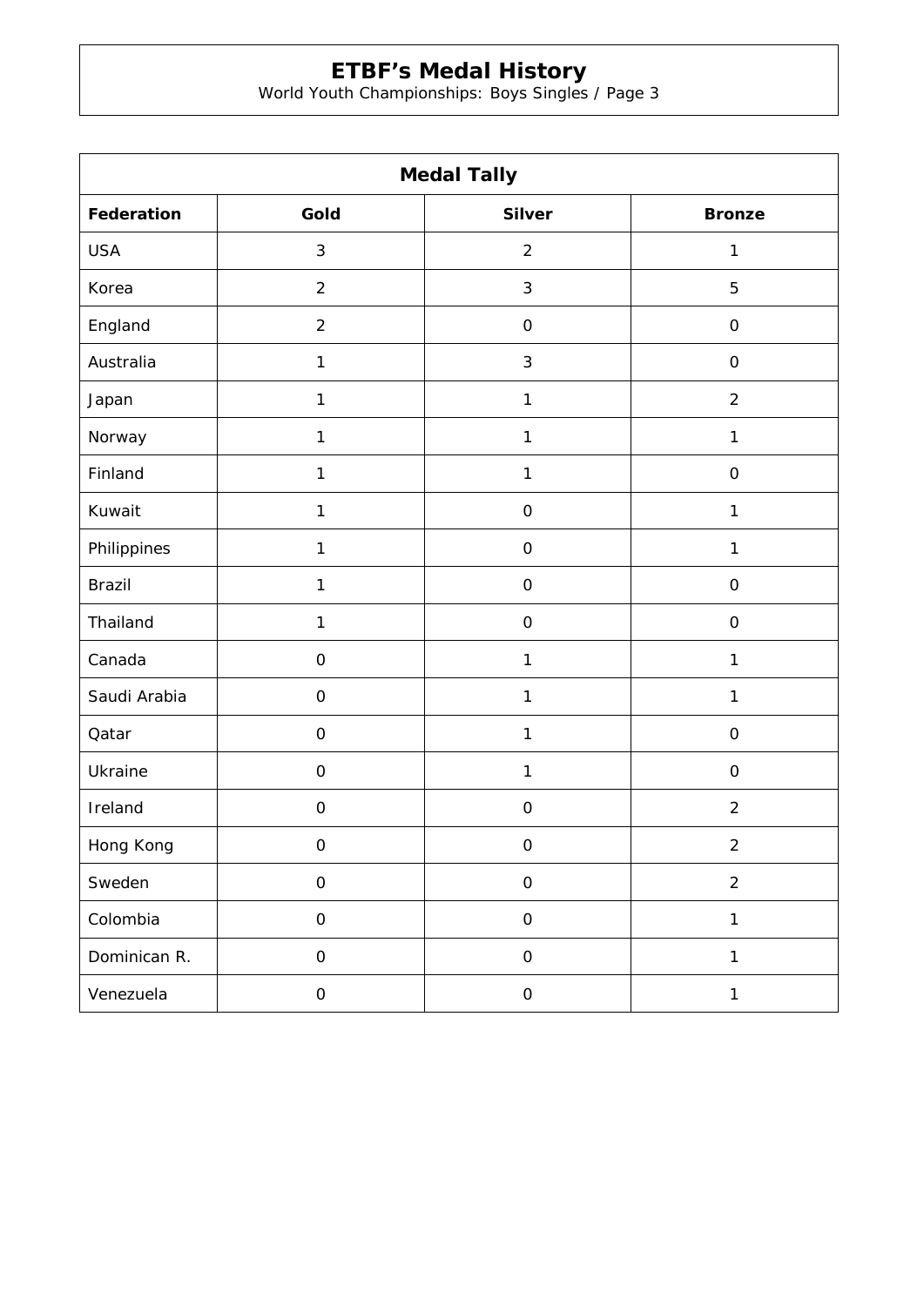# ETBF’s Medal History

World Youth Championships: Boys Singles / Page 3

| Medal Tally | | | |
|---|---|---|---|
| **Federation** | **Gold** | **Silver** | **Bronze** |
| USA | 3 | 2 | 1 |
| Korea | 2 | 3 | 5 |
| England | 2 | 0 | 0 |
| Australia | 1 | 3 | 0 |
| Japan | 1 | 1 | 2 |
| Norway | 1 | 1 | 1 |
| Finland | 1 | 1 | 0 |
| Kuwait | 1 | 0 | 1 |
| Philippines | 1 | 0 | 1 |
| Brazil | 1 | 0 | 0 |
| Thailand | 1 | 0 | 0 |
| Canada | 0 | 1 | 1 |
| Saudi Arabia | 0 | 1 | 1 |
| Qatar | 0 | 1 | 0 |
| Ukraine | 0 | 1 | 0 |
| Ireland | 0 | 0 | 2 |
| Hong Kong | 0 | 0 | 2 |
| Sweden | 0 | 0 | 2 |
| Colombia | 0 | 0 | 1 |
| Dominican R. | 0 | 0 | 1 |
| Venezuela | 0 | 0 | 1 |